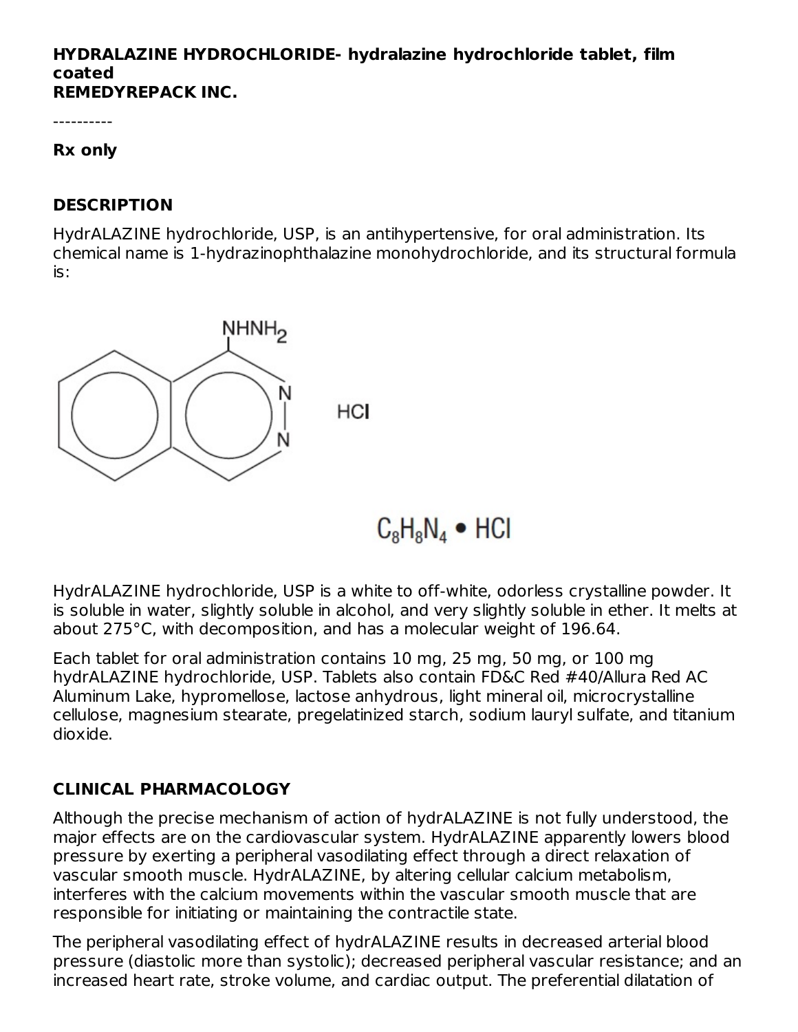**HYDRALAZINE HYDROCHLORIDE- hydralazine hydrochloride tablet, film coated**
**REMEDYREPACK INC.**

----------

**Rx only**

## DESCRIPTION

HydrALAZINE hydrochloride, USP, is an antihypertensive, for oral administration. Its chemical name is 1-hydrazinophthalazine monohydrochloride, and its structural formula is:

$C_8H_8N_4 \cdot HCl$

HydrALAZINE hydrochloride, USP is a white to off-white, odorless crystalline powder. It is soluble in water, slightly soluble in alcohol, and very slightly soluble in ether. It melts at about 275°C, with decomposition, and has a molecular weight of 196.64.

Each tablet for oral administration contains 10 mg, 25 mg, 50 mg, or 100 mg hydrALAZINE hydrochloride, USP. Tablets also contain FD&C Red #40/Allura Red AC Aluminum Lake, hypromellose, lactose anhydrous, light mineral oil, microcrystalline cellulose, magnesium stearate, pregelatinized starch, sodium lauryl sulfate, and titanium dioxide.

## CLINICAL PHARMACOLOGY

Although the precise mechanism of action of hydrALAZINE is not fully understood, the major effects are on the cardiovascular system. HydrALAZINE apparently lowers blood pressure by exerting a peripheral vasodilating effect through a direct relaxation of vascular smooth muscle. HydrALAZINE, by altering cellular calcium metabolism, interferes with the calcium movements within the vascular smooth muscle that are responsible for initiating or maintaining the contractile state.

The peripheral vasodilating effect of hydrALAZINE results in decreased arterial blood pressure (diastolic more than systolic); decreased peripheral vascular resistance; and an increased heart rate, stroke volume, and cardiac output. The preferential dilatation of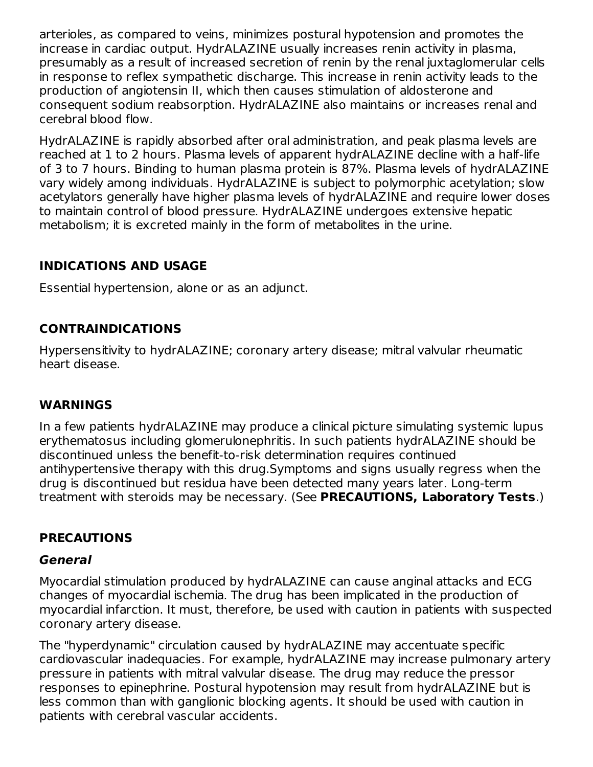arterioles, as compared to veins, minimizes postural hypotension and promotes the increase in cardiac output. HydrALAZINE usually increases renin activity in plasma, presumably as a result of increased secretion of renin by the renal juxtaglomerular cells in response to reflex sympathetic discharge. This increase in renin activity leads to the production of angiotensin II, which then causes stimulation of aldosterone and consequent sodium reabsorption. HydrALAZINE also maintains or increases renal and cerebral blood flow.

HydrALAZINE is rapidly absorbed after oral administration, and peak plasma levels are reached at 1 to 2 hours. Plasma levels of apparent hydrALAZINE decline with a half-life of 3 to 7 hours. Binding to human plasma protein is 87%. Plasma levels of hydrALAZINE vary widely among individuals. HydrALAZINE is subject to polymorphic acetylation; slow acetylators generally have higher plasma levels of hydrALAZINE and require lower doses to maintain control of blood pressure. HydrALAZINE undergoes extensive hepatic metabolism; it is excreted mainly in the form of metabolites in the urine.

## INDICATIONS AND USAGE

Essential hypertension, alone or as an adjunct.

## CONTRAINDICATIONS

Hypersensitivity to hydrALAZINE; coronary artery disease; mitral valvular rheumatic heart disease.

## WARNINGS

In a few patients hydrALAZINE may produce a clinical picture simulating systemic lupus erythematosus including glomerulonephritis. In such patients hydrALAZINE should be discontinued unless the benefit-to-risk determination requires continued antihypertensive therapy with this drug.Symptoms and signs usually regress when the drug is discontinued but residua have been detected many years later. Long-term treatment with steroids may be necessary. (See **PRECAUTIONS, Laboratory Tests**.)

## PRECAUTIONS

### *General*

Myocardial stimulation produced by hydrALAZINE can cause anginal attacks and ECG changes of myocardial ischemia. The drug has been implicated in the production of myocardial infarction. It must, therefore, be used with caution in patients with suspected coronary artery disease.

The "hyperdynamic" circulation caused by hydrALAZINE may accentuate specific cardiovascular inadequacies. For example, hydrALAZINE may increase pulmonary artery pressure in patients with mitral valvular disease. The drug may reduce the pressor responses to epinephrine. Postural hypotension may result from hydrALAZINE but is less common than with ganglionic blocking agents. It should be used with caution in patients with cerebral vascular accidents.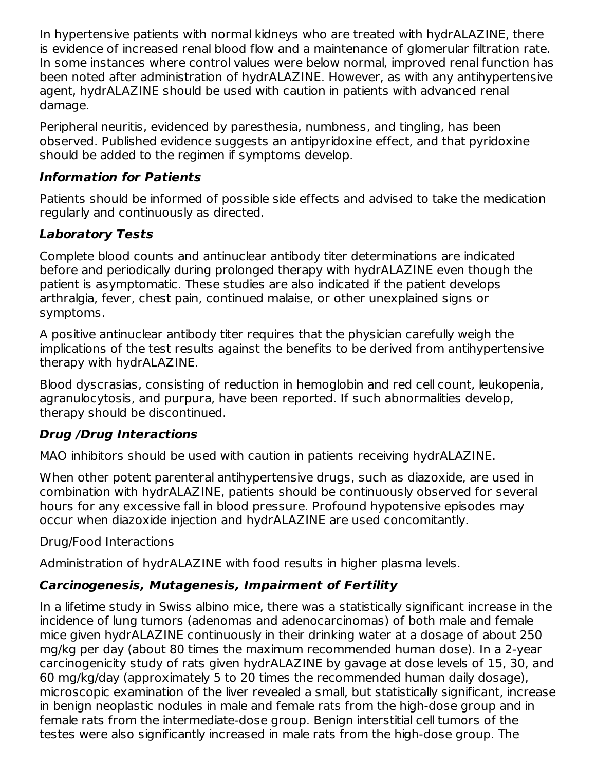In hypertensive patients with normal kidneys who are treated with hydrALAZINE, there is evidence of increased renal blood flow and a maintenance of glomerular filtration rate. In some instances where control values were below normal, improved renal function has been noted after administration of hydrALAZINE. However, as with any antihypertensive agent, hydrALAZINE should be used with caution in patients with advanced renal damage.

Peripheral neuritis, evidenced by paresthesia, numbness, and tingling, has been observed. Published evidence suggests an antipyridoxine effect, and that pyridoxine should be added to the regimen if symptoms develop.

### ***Information for Patients***

Patients should be informed of possible side effects and advised to take the medication regularly and continuously as directed.

### ***Laboratory Tests***

Complete blood counts and antinuclear antibody titer determinations are indicated before and periodically during prolonged therapy with hydrALAZINE even though the patient is asymptomatic. These studies are also indicated if the patient develops arthralgia, fever, chest pain, continued malaise, or other unexplained signs or symptoms.

A positive antinuclear antibody titer requires that the physician carefully weigh the implications of the test results against the benefits to be derived from antihypertensive therapy with hydrALAZINE.

Blood dyscrasias, consisting of reduction in hemoglobin and red cell count, leukopenia, agranulocytosis, and purpura, have been reported. If such abnormalities develop, therapy should be discontinued.

### ***Drug /Drug Interactions***

MAO inhibitors should be used with caution in patients receiving hydrALAZINE.

When other potent parenteral antihypertensive drugs, such as diazoxide, are used in combination with hydrALAZINE, patients should be continuously observed for several hours for any excessive fall in blood pressure. Profound hypotensive episodes may occur when diazoxide injection and hydrALAZINE are used concomitantly.

Drug/Food Interactions

Administration of hydrALAZINE with food results in higher plasma levels.

### ***Carcinogenesis, Mutagenesis, Impairment of Fertility***

In a lifetime study in Swiss albino mice, there was a statistically significant increase in the incidence of lung tumors (adenomas and adenocarcinomas) of both male and female mice given hydrALAZINE continuously in their drinking water at a dosage of about 250 mg/kg per day (about 80 times the maximum recommended human dose). In a 2-year carcinogenicity study of rats given hydrALAZINE by gavage at dose levels of 15, 30, and 60 mg/kg/day (approximately 5 to 20 times the recommended human daily dosage), microscopic examination of the liver revealed a small, but statistically significant, increase in benign neoplastic nodules in male and female rats from the high-dose group and in female rats from the intermediate-dose group. Benign interstitial cell tumors of the testes were also significantly increased in male rats from the high-dose group. The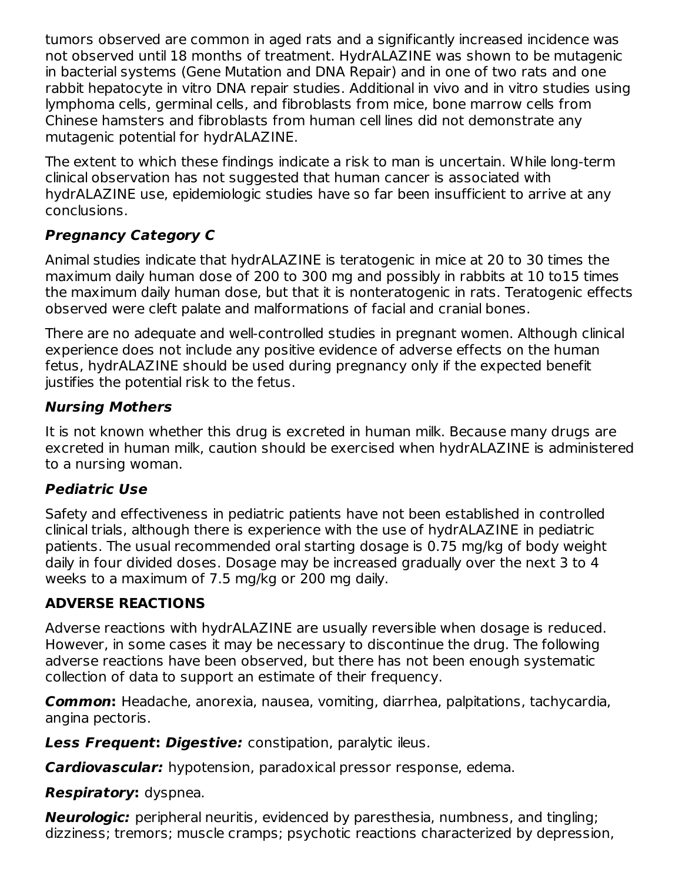tumors observed are common in aged rats and a significantly increased incidence was not observed until 18 months of treatment. HydrALAZINE was shown to be mutagenic in bacterial systems (Gene Mutation and DNA Repair) and in one of two rats and one rabbit hepatocyte in vitro DNA repair studies. Additional in vivo and in vitro studies using lymphoma cells, germinal cells, and fibroblasts from mice, bone marrow cells from Chinese hamsters and fibroblasts from human cell lines did not demonstrate any mutagenic potential for hydrALAZINE.

The extent to which these findings indicate a risk to man is uncertain. While long-term clinical observation has not suggested that human cancer is associated with hydrALAZINE use, epidemiologic studies have so far been insufficient to arrive at any conclusions.

### *Pregnancy Category C*

Animal studies indicate that hydrALAZINE is teratogenic in mice at 20 to 30 times the maximum daily human dose of 200 to 300 mg and possibly in rabbits at 10 to15 times the maximum daily human dose, but that it is nonteratogenic in rats. Teratogenic effects observed were cleft palate and malformations of facial and cranial bones.

There are no adequate and well-controlled studies in pregnant women. Although clinical experience does not include any positive evidence of adverse effects on the human fetus, hydrALAZINE should be used during pregnancy only if the expected benefit justifies the potential risk to the fetus.

### *Nursing Mothers*

It is not known whether this drug is excreted in human milk. Because many drugs are excreted in human milk, caution should be exercised when hydrALAZINE is administered to a nursing woman.

### *Pediatric Use*

Safety and effectiveness in pediatric patients have not been established in controlled clinical trials, although there is experience with the use of hydrALAZINE in pediatric patients. The usual recommended oral starting dosage is 0.75 mg/kg of body weight daily in four divided doses. Dosage may be increased gradually over the next 3 to 4 weeks to a maximum of 7.5 mg/kg or 200 mg daily.

## ADVERSE REACTIONS

Adverse reactions with hydrALAZINE are usually reversible when dosage is reduced. However, in some cases it may be necessary to discontinue the drug. The following adverse reactions have been observed, but there has not been enough systematic collection of data to support an estimate of their frequency.

***Common*:** Headache, anorexia, nausea, vomiting, diarrhea, palpitations, tachycardia, angina pectoris.

***Less Frequent*: *Digestive:*** constipation, paralytic ileus.

***Cardiovascular:*** hypotension, paradoxical pressor response, edema.

***Respiratory*:** dyspnea.

***Neurologic:*** peripheral neuritis, evidenced by paresthesia, numbness, and tingling; dizziness; tremors; muscle cramps; psychotic reactions characterized by depression,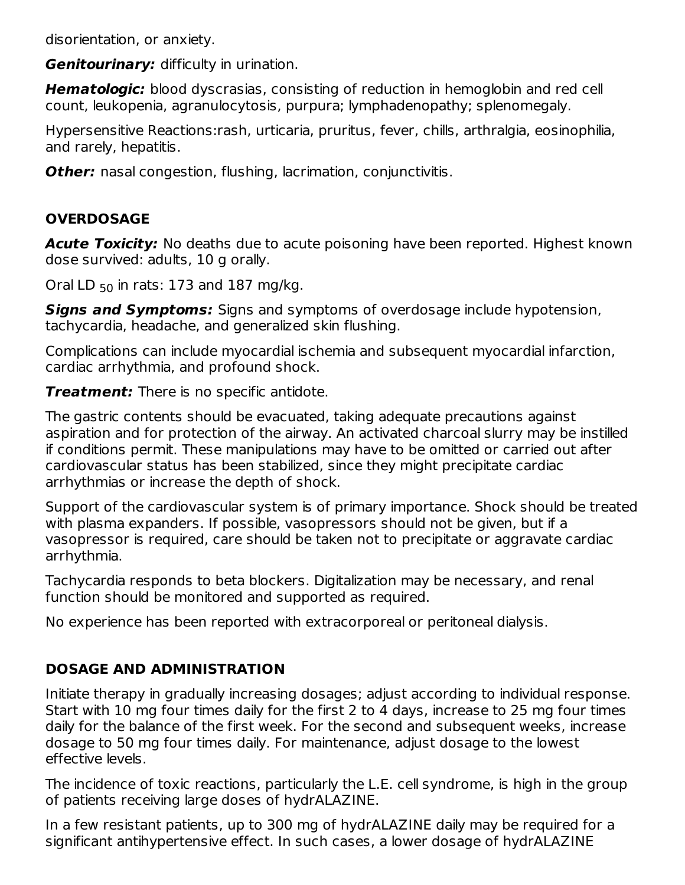disorientation, or anxiety.

***Genitourinary:*** difficulty in urination.

***Hematologic:*** blood dyscrasias, consisting of reduction in hemoglobin and red cell count, leukopenia, agranulocytosis, purpura; lymphadenopathy; splenomegaly.

Hypersensitive Reactions:rash, urticaria, pruritus, fever, chills, arthralgia, eosinophilia, and rarely, hepatitis.

***Other:*** nasal congestion, flushing, lacrimation, conjunctivitis.

## OVERDOSAGE

***Acute Toxicity:*** No deaths due to acute poisoning have been reported. Highest known dose survived: adults, 10 g orally.

Oral $LD_{50}$ in rats: 173 and 187 mg/kg.

***Signs and Symptoms:*** Signs and symptoms of overdosage include hypotension, tachycardia, headache, and generalized skin flushing.

Complications can include myocardial ischemia and subsequent myocardial infarction, cardiac arrhythmia, and profound shock.

***Treatment:*** There is no specific antidote.

The gastric contents should be evacuated, taking adequate precautions against aspiration and for protection of the airway. An activated charcoal slurry may be instilled if conditions permit. These manipulations may have to be omitted or carried out after cardiovascular status has been stabilized, since they might precipitate cardiac arrhythmias or increase the depth of shock.

Support of the cardiovascular system is of primary importance. Shock should be treated with plasma expanders. If possible, vasopressors should not be given, but if a vasopressor is required, care should be taken not to precipitate or aggravate cardiac arrhythmia.

Tachycardia responds to beta blockers. Digitalization may be necessary, and renal function should be monitored and supported as required.

No experience has been reported with extracorporeal or peritoneal dialysis.

## DOSAGE AND ADMINISTRATION

Initiate therapy in gradually increasing dosages; adjust according to individual response. Start with 10 mg four times daily for the first 2 to 4 days, increase to 25 mg four times daily for the balance of the first week. For the second and subsequent weeks, increase dosage to 50 mg four times daily. For maintenance, adjust dosage to the lowest effective levels.

The incidence of toxic reactions, particularly the L.E. cell syndrome, is high in the group of patients receiving large doses of hydrALAZINE.

In a few resistant patients, up to 300 mg of hydrALAZINE daily may be required for a significant antihypertensive effect. In such cases, a lower dosage of hydrALAZINE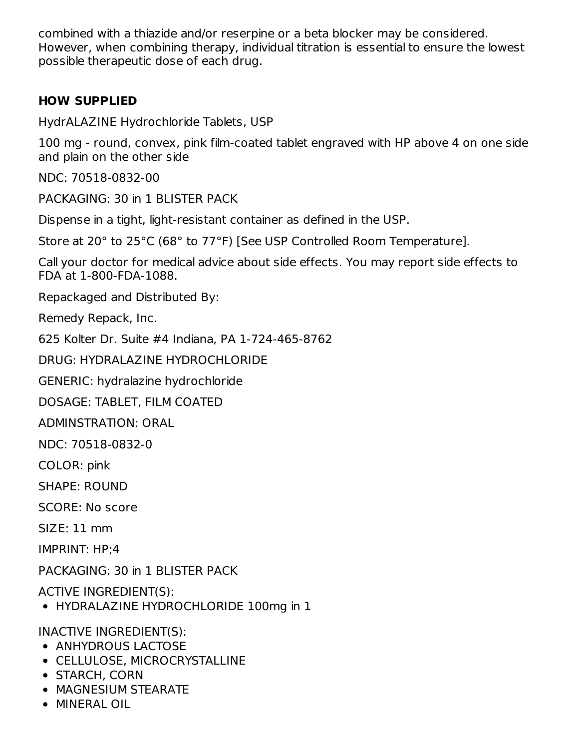combined with a thiazide and/or reserpine or a beta blocker may be considered. However, when combining therapy, individual titration is essential to ensure the lowest possible therapeutic dose of each drug.

## HOW SUPPLIED

HydrALAZINE Hydrochloride Tablets, USP

100 mg - round, convex, pink film-coated tablet engraved with HP above 4 on one side and plain on the other side

NDC: 70518-0832-00

PACKAGING: 30 in 1 BLISTER PACK

Dispense in a tight, light-resistant container as defined in the USP.

Store at 20° to 25°C (68° to 77°F) [See USP Controlled Room Temperature].

Call your doctor for medical advice about side effects. You may report side effects to FDA at 1-800-FDA-1088.

Repackaged and Distributed By:

Remedy Repack, Inc.

625 Kolter Dr. Suite #4 Indiana, PA 1-724-465-8762

DRUG: HYDRALAZINE HYDROCHLORIDE

GENERIC: hydralazine hydrochloride

DOSAGE: TABLET, FILM COATED

ADMINSTRATION: ORAL

NDC: 70518-0832-0

COLOR: pink

SHAPE: ROUND

SCORE: No score

SIZE: 11 mm

IMPRINT: HP;4

PACKAGING: 30 in 1 BLISTER PACK

ACTIVE INGREDIENT(S):

- HYDRALAZINE HYDROCHLORIDE 100mg in 1

INACTIVE INGREDIENT(S):

- ANHYDROUS LACTOSE
- CELLULOSE, MICROCRYSTALLINE
- STARCH, CORN
- MAGNESIUM STEARATE
- MINERAL OIL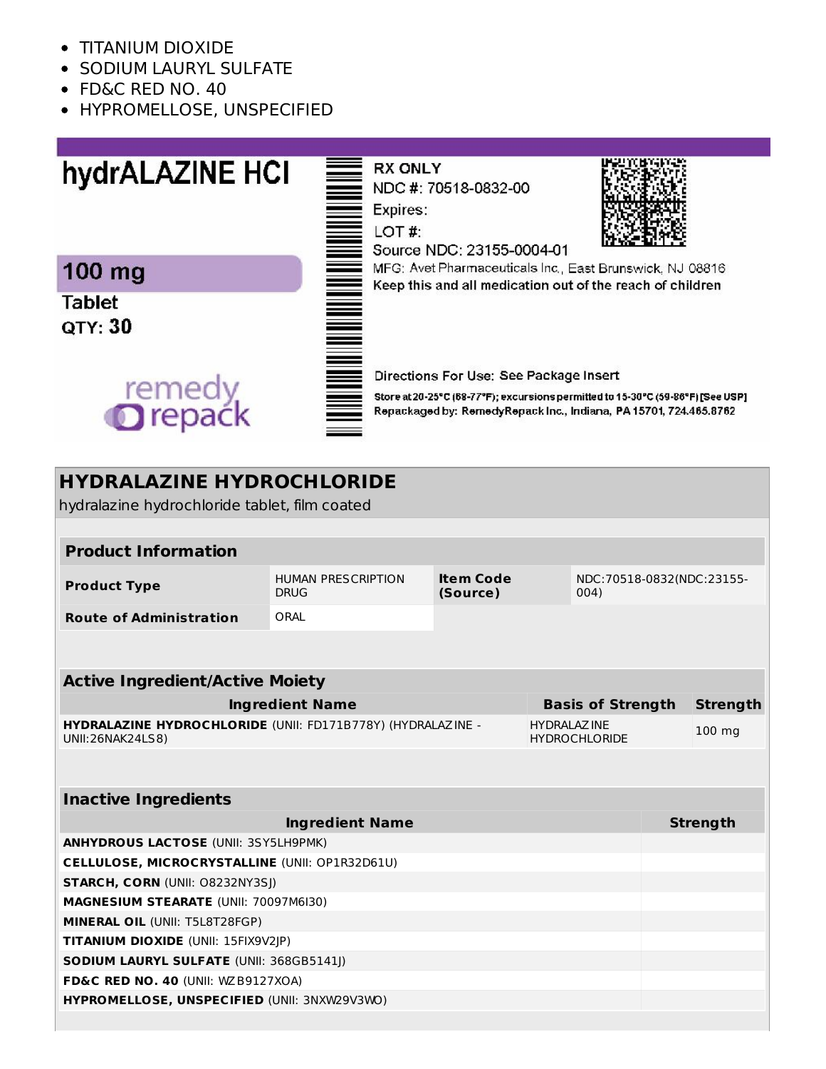- TITANIUM DIOXIDE
- SODIUM LAURYL SULFATE
- FD&C RED NO. 40
- HYPROMELLOSE, UNSPECIFIED

hydrALAZINE HCl

100 mg

Tablet

QTY: 30

remedy repack

RX ONLY

NDC #: 70518-0832-00

Expires:

LOT #:

Source NDC: 23155-0004-01

MFG: Avet Pharmaceuticals Inc., East Brunswick, NJ 08816

Keep this and all medication out of the reach of children

Directions For Use: See Package Insert

Store at 20-25°C (68-77°F); excursions permitted to 15-30°C (59-86°F) [See USP]

Repackaged by: RemedyRepack Inc., Indiana, PA 15701, 724.465.8762

## HYDRALAZINE HYDROCHLORIDE

hydralazine hydrochloride tablet, film coated

| Product Information | | | |
|---|---|---|---|
| **Product Type** | HUMAN PRESCRIPTION DRUG | **Item Code (Source)** | NDC:70518-0832(NDC:23155-004) |
| **Route of Administration** | ORAL | | |

| Active Ingredient/Active Moiety | | |
|---|---|---|
| **Ingredient Name** | **Basis of Strength** | **Strength** |
| **HYDRALAZINE HYDROCHLORIDE** (UNII: FD171B778Y) (HYDRALAZINE - UNII:26NAK24LS8) | HYDRALAZINE HYDROCHLORIDE | 100 mg |

| Inactive Ingredients | |
|---|---|
| **Ingredient Name** | **Strength** |
| **ANHYDROUS LACTOSE** (UNII: 3SY5LH9PMK) | |
| **CELLULOSE, MICROCRYSTALLINE** (UNII: OP1R32D61U) | |
| **STARCH, CORN** (UNII: O8232NY3SJ) | |
| **MAGNESIUM STEARATE** (UNII: 70097M6I30) | |
| **MINERAL OIL** (UNII: T5L8T28FGP) | |
| **TITANIUM DIOXIDE** (UNII: 15FIX9V2JP) | |
| **SODIUM LAURYL SULFATE** (UNII: 368GB5141J) | |
| **FD&C RED NO. 40** (UNII: WZB9127XOA) | |
| **HYPROMELLOSE, UNSPECIFIED** (UNII: 3NXW29V3WO) | |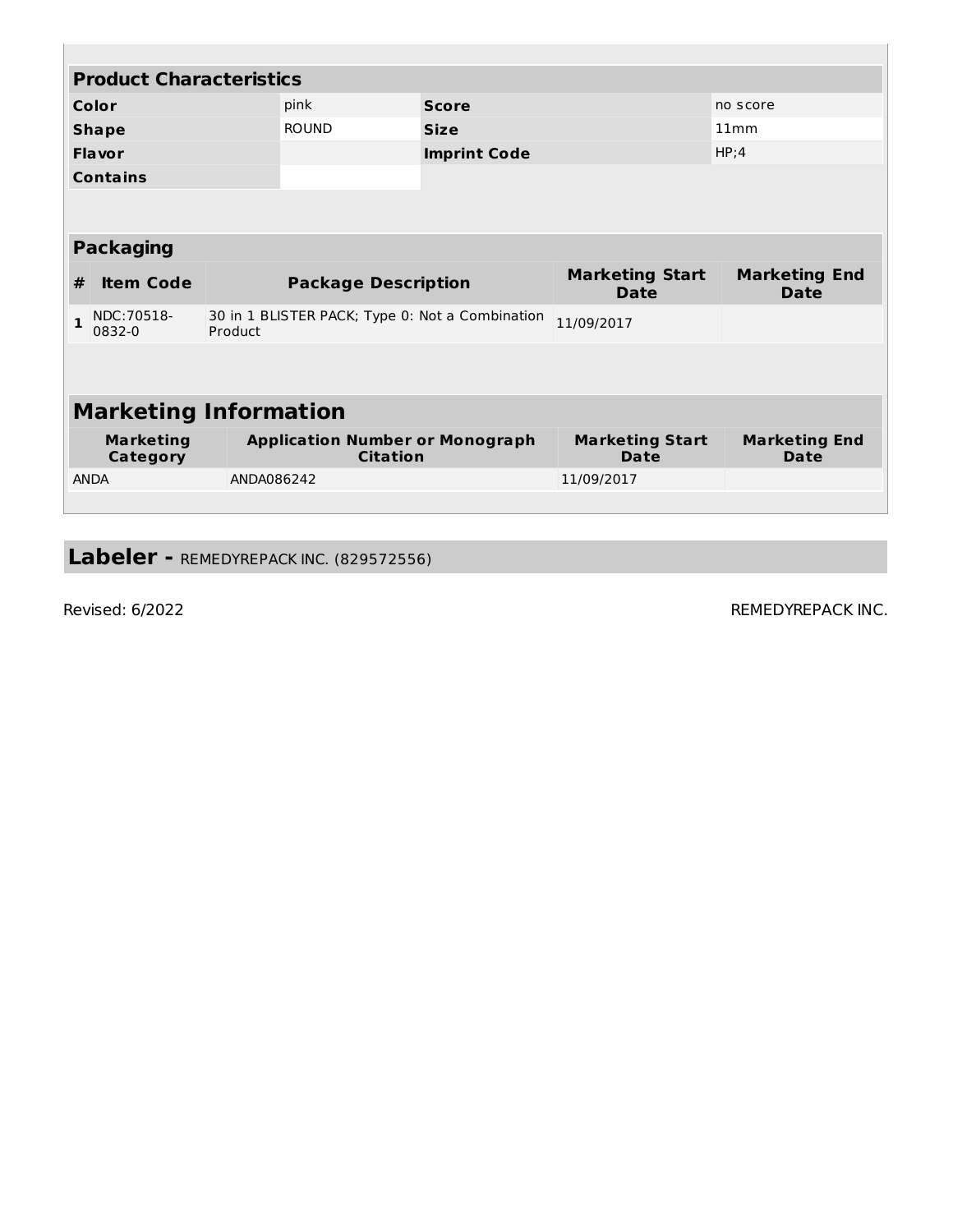| Product Characteristics | | | |
| --- | --- | --- | --- |
| **Color** | pink | **Score** | no score |
| **Shape** | ROUND | **Size** | 11mm |
| **Flavor** | | **Imprint Code** | HP;4 |
| **Contains** | | | |

**Packaging**

| # | Item Code | Package Description | Marketing Start Date | Marketing End Date |
| --- | --- | --- | --- | --- |
| 1 | NDC:70518-0832-0 | 30 in 1 BLISTER PACK; Type 0: Not a Combination Product | 11/09/2017 | |

## Marketing Information

| Marketing Category | Application Number or Monograph Citation | Marketing Start Date | Marketing End Date |
| --- | --- | --- | --- |
| ANDA | ANDA086242 | 11/09/2017 | |

## Labeler - REMEDYREPACK INC. (829572556)

Revised: 6/2022

REMEDYREPACK INC.